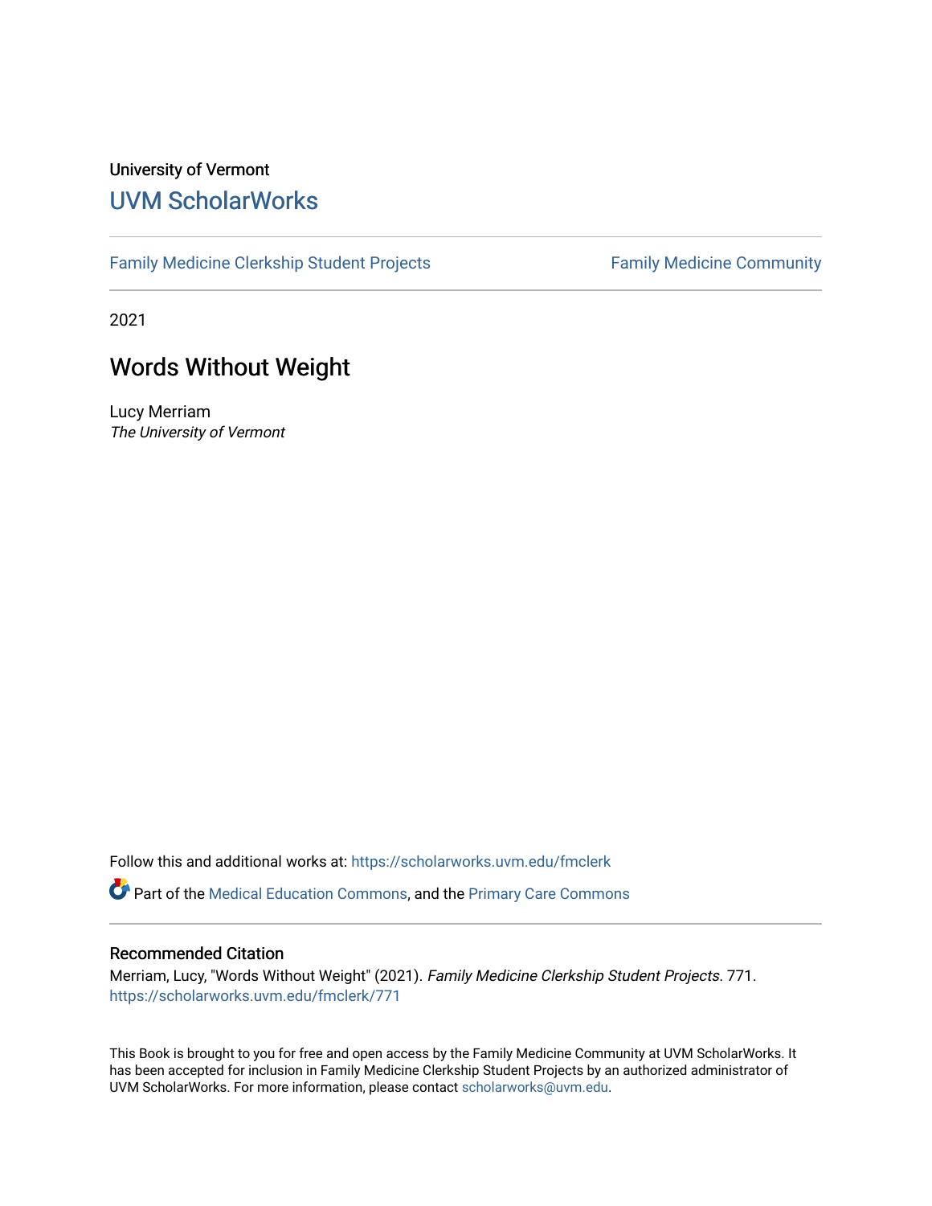University of Vermont

# UVM ScholarWorks

Family Medicine Clerkship Student Projects

Family Medicine Community

2021

## Words Without Weight

Lucy Merriam
*The University of Vermont*

Follow this and additional works at: https://scholarworks.uvm.edu/fmclerk

Part of the Medical Education Commons, and the Primary Care Commons

### Recommended Citation

Merriam, Lucy, "Words Without Weight" (2021). *Family Medicine Clerkship Student Projects*. 771.
https://scholarworks.uvm.edu/fmclerk/771

This Book is brought to you for free and open access by the Family Medicine Community at UVM ScholarWorks. It has been accepted for inclusion in Family Medicine Clerkship Student Projects by an authorized administrator of UVM ScholarWorks. For more information, please contact scholarworks@uvm.edu.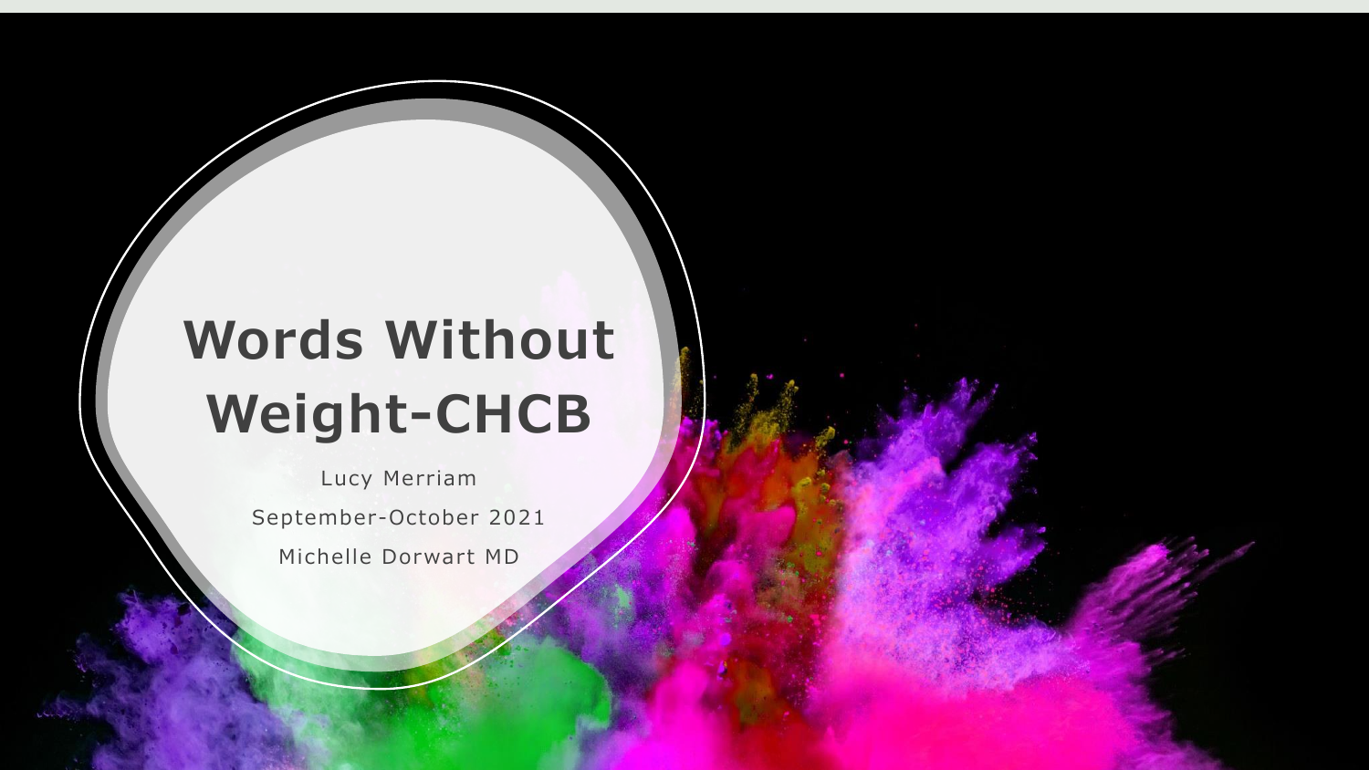# Words Without Weight-CHCB

Lucy Merriam

September-October 2021

Michelle Dorwart MD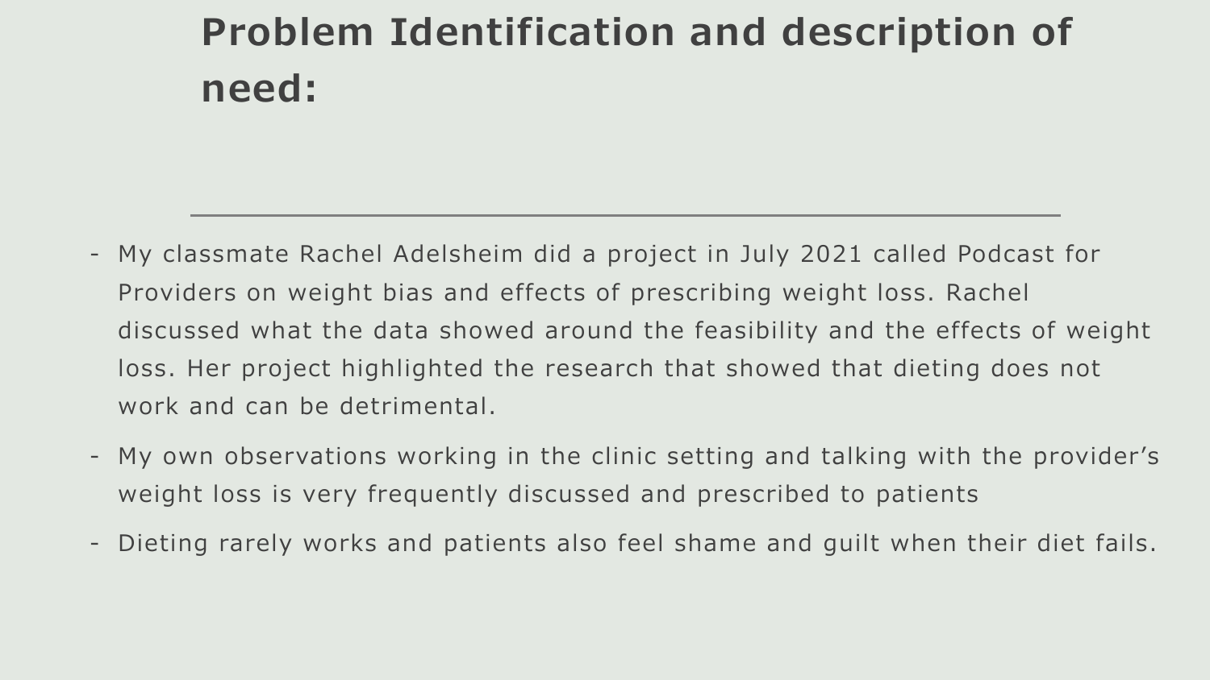# Problem Identification and description of need:

- My classmate Rachel Adelsheim did a project in July 2021 called Podcast for Providers on weight bias and effects of prescribing weight loss. Rachel discussed what the data showed around the feasibility and the effects of weight loss. Her project highlighted the research that showed that dieting does not work and can be detrimental.
- My own observations working in the clinic setting and talking with the provider's weight loss is very frequently discussed and prescribed to patients
- Dieting rarely works and patients also feel shame and guilt when their diet fails.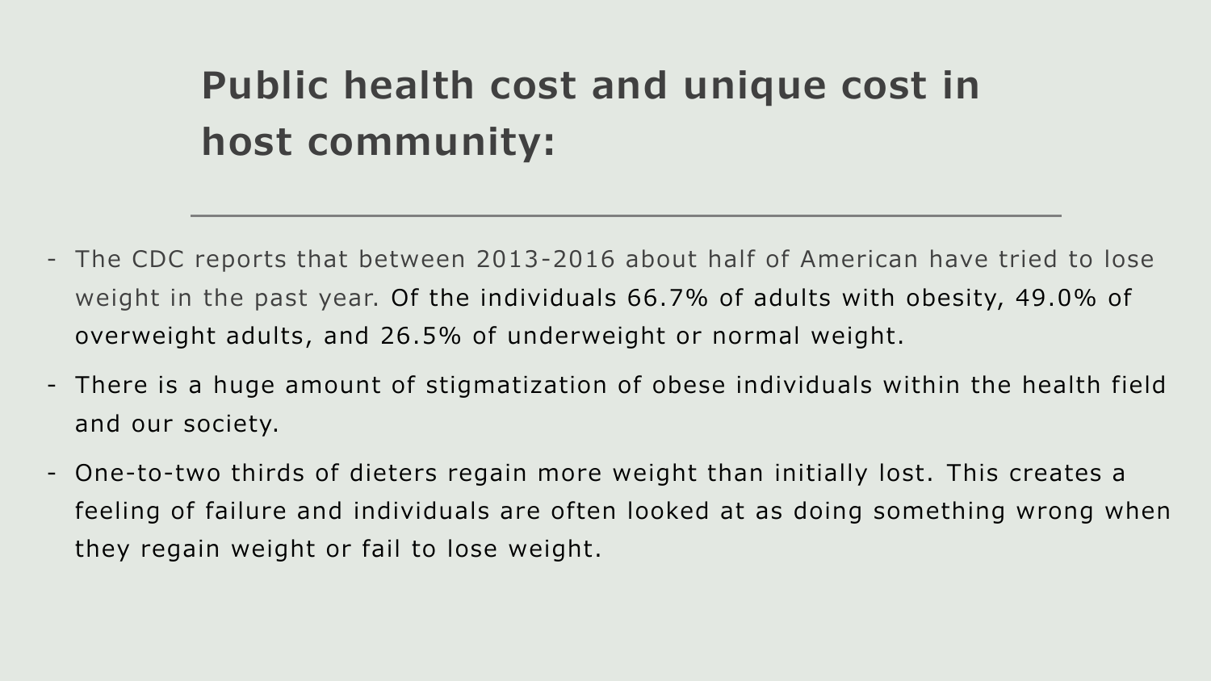# Public health cost and unique cost in host community:

---

- The CDC reports that between 2013-2016 about half of American have tried to lose weight in the past year. Of the individuals 66.7% of adults with obesity, 49.0% of overweight adults, and 26.5% of underweight or normal weight.
- There is a huge amount of stigmatization of obese individuals within the health field and our society.
- One-to-two thirds of dieters regain more weight than initially lost. This creates a feeling of failure and individuals are often looked at as doing something wrong when they regain weight or fail to lose weight.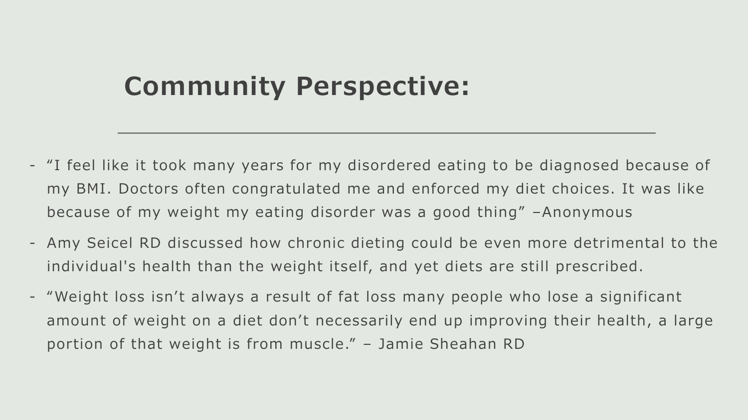## Community Perspective:

- "I feel like it took many years for my disordered eating to be diagnosed because of my BMI. Doctors often congratulated me and enforced my diet choices. It was like because of my weight my eating disorder was a good thing" –Anonymous
- Amy Seicel RD discussed how chronic dieting could be even more detrimental to the individual's health than the weight itself, and yet diets are still prescribed.
- "Weight loss isn't always a result of fat loss many people who lose a significant amount of weight on a diet don't necessarily end up improving their health, a large portion of that weight is from muscle." – Jamie Sheahan RD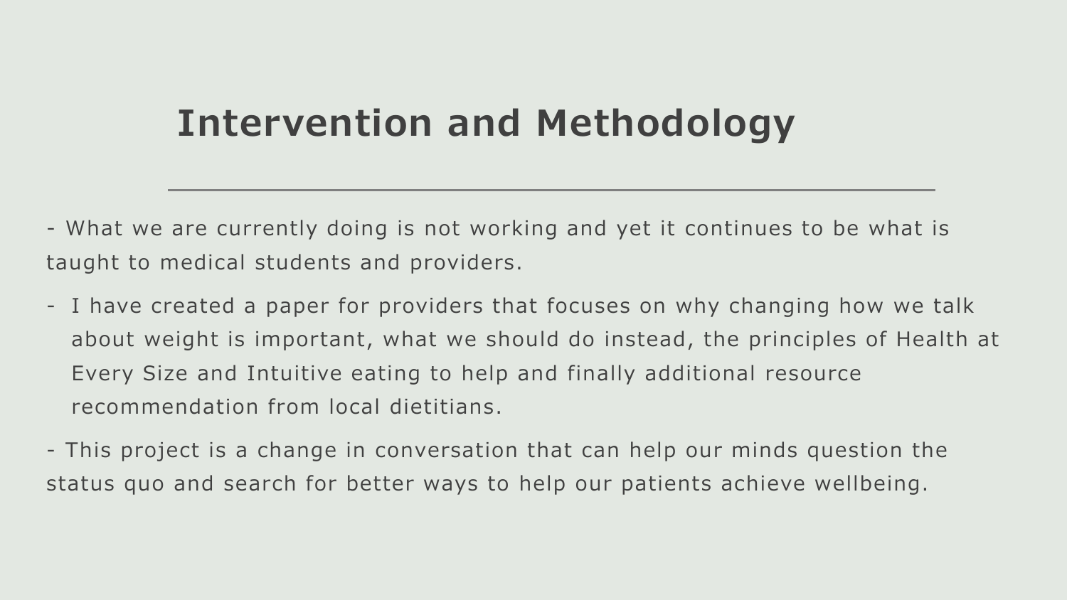# Intervention and Methodology

- What we are currently doing is not working and yet it continues to be what is taught to medical students and providers.
- I have created a paper for providers that focuses on why changing how we talk about weight is important, what we should do instead, the principles of Health at Every Size and Intuitive eating to help and finally additional resource recommendation from local dietitians.
- This project is a change in conversation that can help our minds question the status quo and search for better ways to help our patients achieve wellbeing.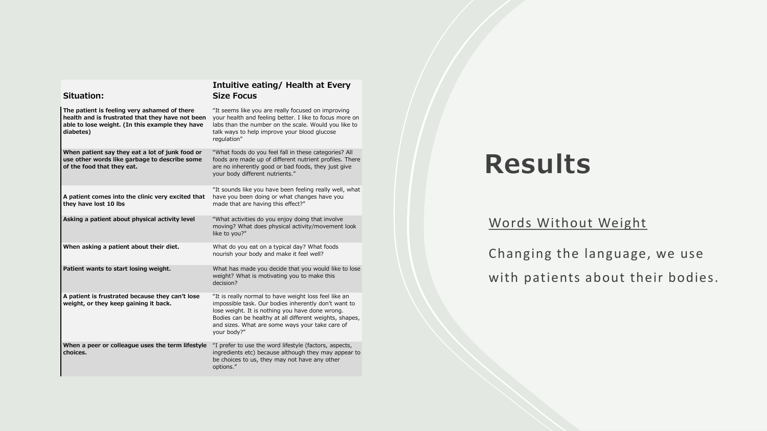# Results

Words Without Weight

Changing the language, we use with patients about their bodies.

| Situation: | Intuitive eating/ Health at Every Size Focus |
|---|---|
| **The patient is feeling very ashamed of there health and is frustrated that they have not been able to lose weight. (In this example they have diabetes)** | "It seems like you are really focused on improving your health and feeling better. I like to focus more on labs than the number on the scale. Would you like to talk ways to help improve your blood glucose regulation" |
| **When patient say they eat a lot of junk food or use other words like garbage to describe some of the food that they eat.** | "What foods do you feel fall in these categories? All foods are made up of different nutrient profiles. There are no inherently good or bad foods, they just give your body different nutrients." |
| **A patient comes into the clinic very excited that they have lost 10 lbs** | "It sounds like you have been feeling really well, what have you been doing or what changes have you made that are having this effect?" |
| **Asking a patient about physical activity level** | "What activities do you enjoy doing that involve moving? What does physical activity/movement look like to you?" |
| **When asking a patient about their diet.** | What do you eat on a typical day? What foods nourish your body and make it feel well? |
| **Patient wants to start losing weight.** | What has made you decide that you would like to lose weight? What is motivating you to make this decision? |
| **A patient is frustrated because they can't lose weight, or they keep gaining it back.** | "It is really normal to have weight loss feel like an impossible task. Our bodies inherently don't want to lose weight. It is nothing you have done wrong. Bodies can be healthy at all different weights, shapes, and sizes. What are some ways your take care of your body?" |
| **When a peer or colleague uses the term lifestyle choices.** | "I prefer to use the word lifestyle (factors, aspects, ingredients etc) because although they may appear to be choices to us, they may not have any other options." |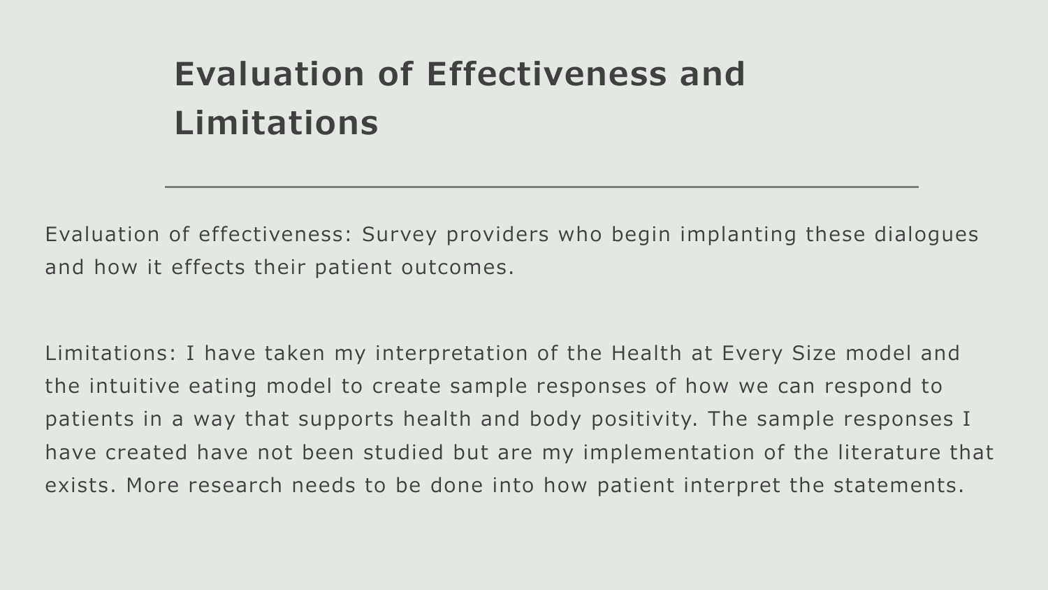# Evaluation of Effectiveness and Limitations

Evaluation of effectiveness: Survey providers who begin implanting these dialogues and how it effects their patient outcomes.

Limitations: I have taken my interpretation of the Health at Every Size model and the intuitive eating model to create sample responses of how we can respond to patients in a way that supports health and body positivity. The sample responses I have created have not been studied but are my implementation of the literature that exists. More research needs to be done into how patient interpret the statements.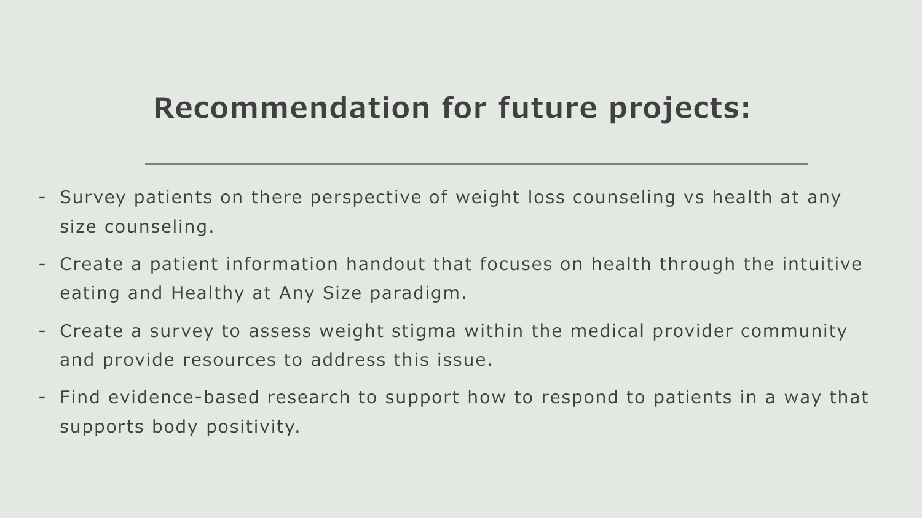# Recommendation for future projects:

- Survey patients on there perspective of weight loss counseling vs health at any size counseling.
- Create a patient information handout that focuses on health through the intuitive eating and Healthy at Any Size paradigm.
- Create a survey to assess weight stigma within the medical provider community and provide resources to address this issue.
- Find evidence-based research to support how to respond to patients in a way that supports body positivity.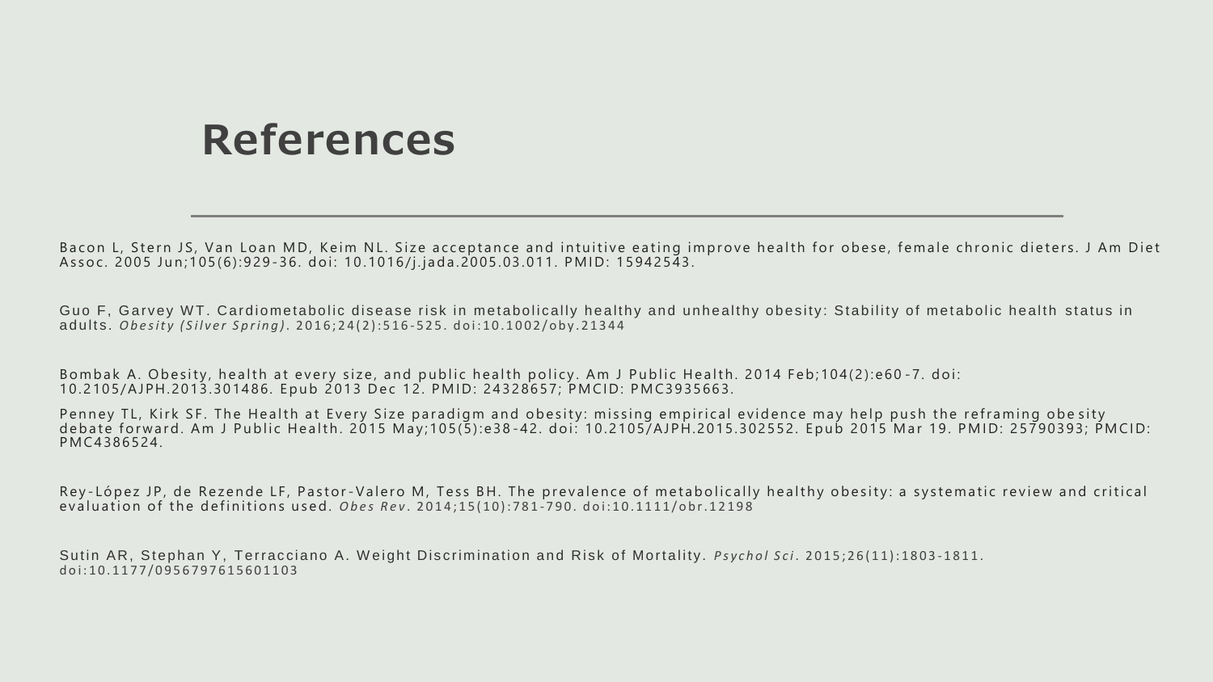# References

Bacon L, Stern JS, Van Loan MD, Keim NL. Size acceptance and intuitive eating improve health for obese, female chronic dieters. J Am Diet Assoc. 2005 Jun;105(6):929-36. doi: 10.1016/j.jada.2005.03.011. PMID: 15942543.

Guo F, Garvey WT. Cardiometabolic disease risk in metabolically healthy and unhealthy obesity: Stability of metabolic health status in adults. *Obesity (Silver Spring)*. 2016;24(2):516-525. doi:10.1002/oby.21344

Bombak A. Obesity, health at every size, and public health policy. Am J Public Health. 2014 Feb;104(2):e60-7. doi: 10.2105/AJPH.2013.301486. Epub 2013 Dec 12. PMID: 24328657; PMCID: PMC3935663.

Penney TL, Kirk SF. The Health at Every Size paradigm and obesity: missing empirical evidence may help push the reframing obesity debate forward. Am J Public Health. 2015 May;105(5):e38-42. doi: 10.2105/AJPH.2015.302552. Epub 2015 Mar 19. PMID: 25790393; PMCID: PMC4386524.

Rey-López JP, de Rezende LF, Pastor-Valero M, Tess BH. The prevalence of metabolically healthy obesity: a systematic review and critical evaluation of the definitions used. *Obes Rev*. 2014;15(10):781-790. doi:10.1111/obr.12198

Sutin AR, Stephan Y, Terracciano A. Weight Discrimination and Risk of Mortality. *Psychol Sci*. 2015;26(11):1803-1811. doi:10.1177/0956797615601103